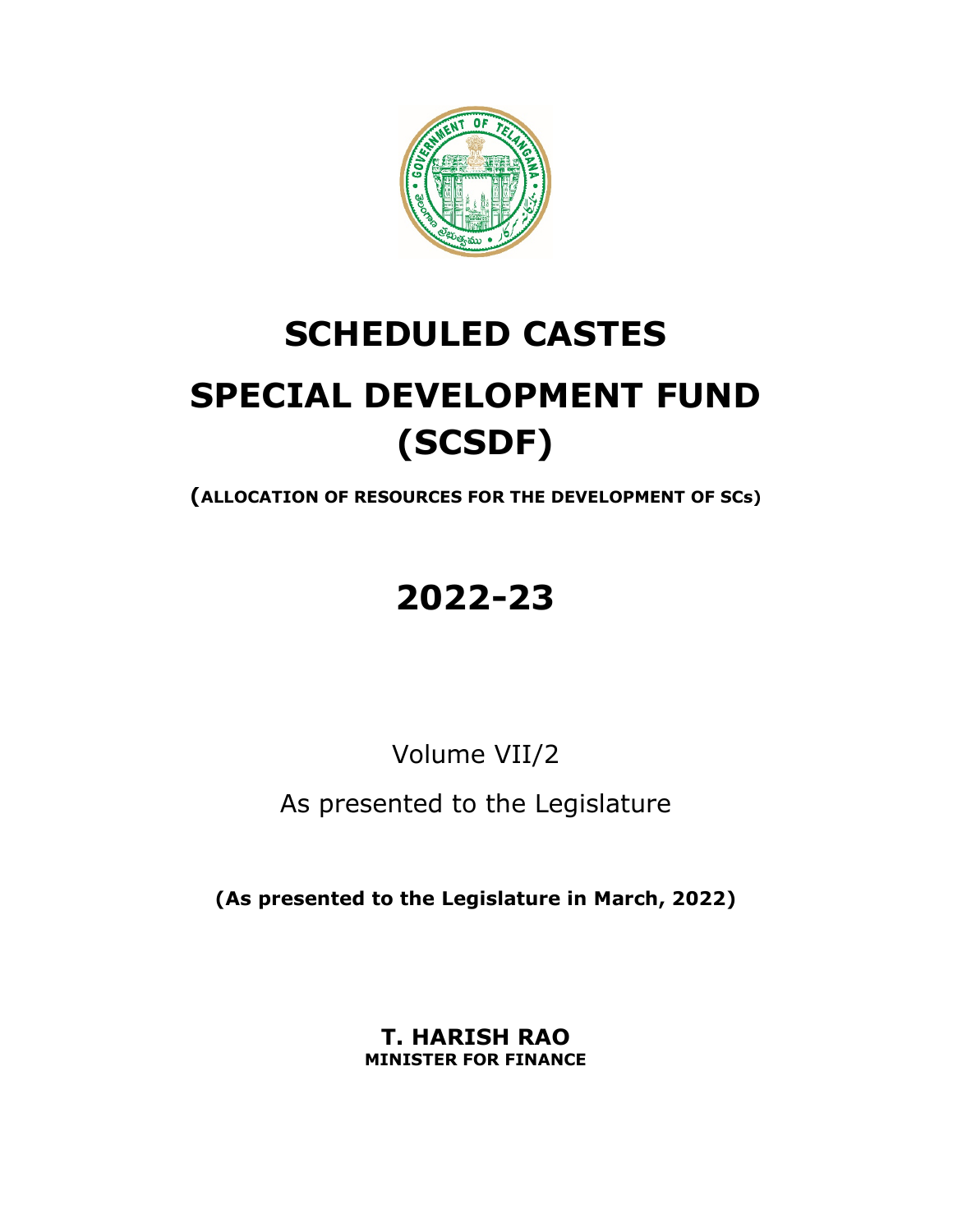# SCHEDULED CASTES

# SPECIAL DEVELOPMENT FUND (SCSDF)

**(ALLOCATION OF RESOURCES FOR THE DEVELOPMENT OF SCs)**

# 2022-23

Volume VII/2

As presented to the Legislature

**(As presented to the Legislature in March, 2022)**

**T. HARISH RAO**
**MINISTER FOR FINANCE**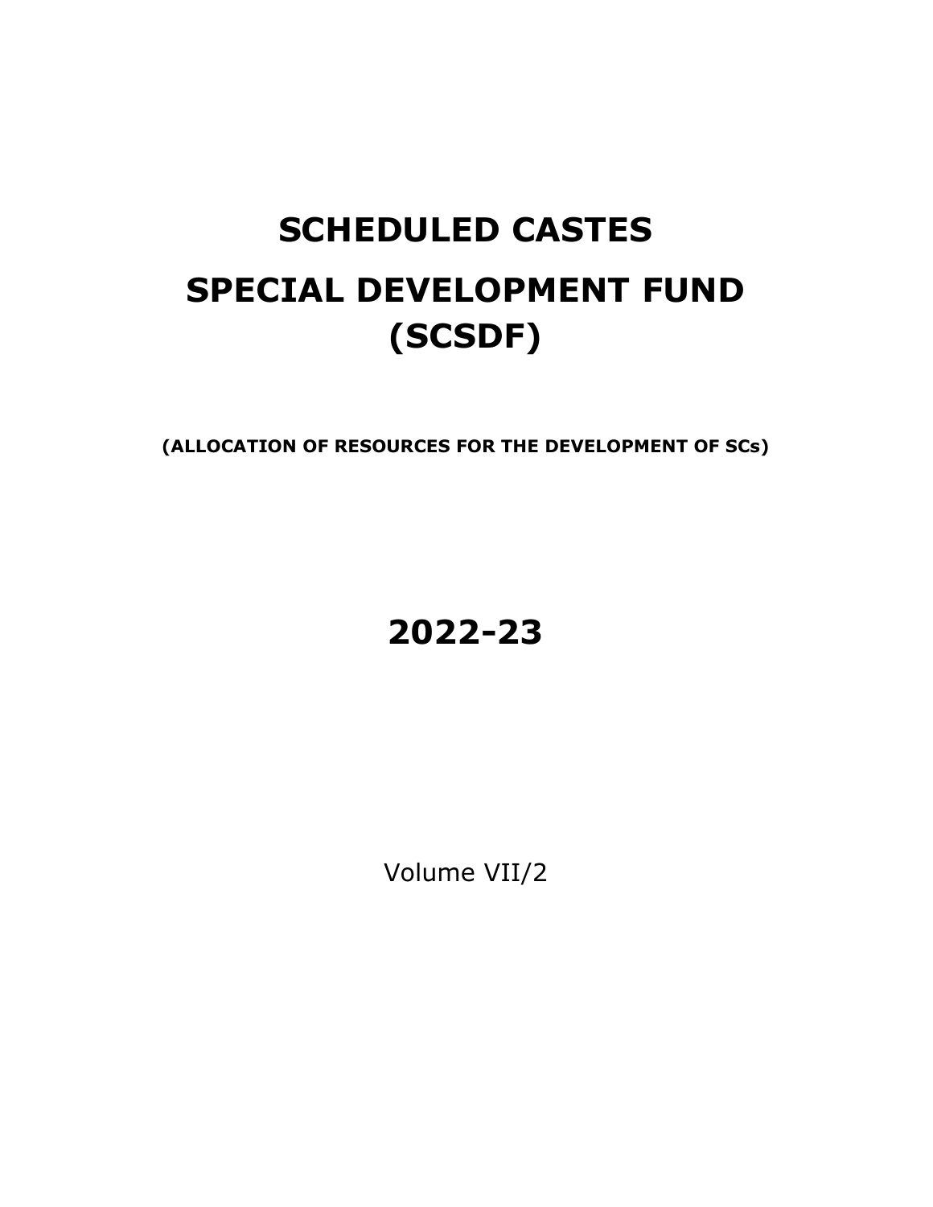# SCHEDULED CASTES

# SPECIAL DEVELOPMENT FUND (SCSDF)

**(ALLOCATION OF RESOURCES FOR THE DEVELOPMENT OF SCs)**

# 2022-23

Volume VII/2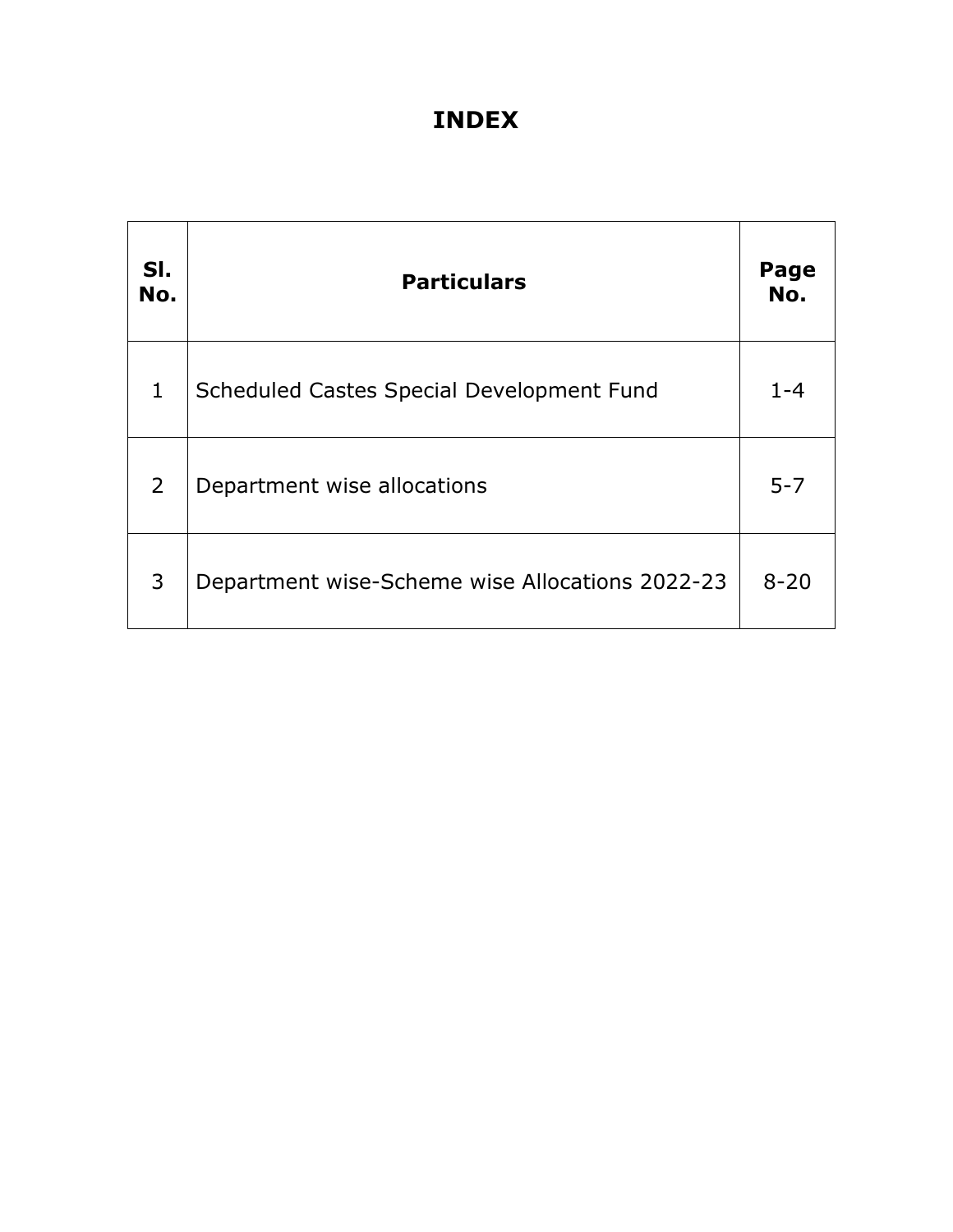# INDEX

| Sl. No. | Particulars | Page No. |
|---|---|---|
| 1 | Scheduled Castes Special Development Fund | 1-4 |
| 2 | Department wise allocations | 5-7 |
| 3 | Department wise-Scheme wise Allocations 2022-23 | 8-20 |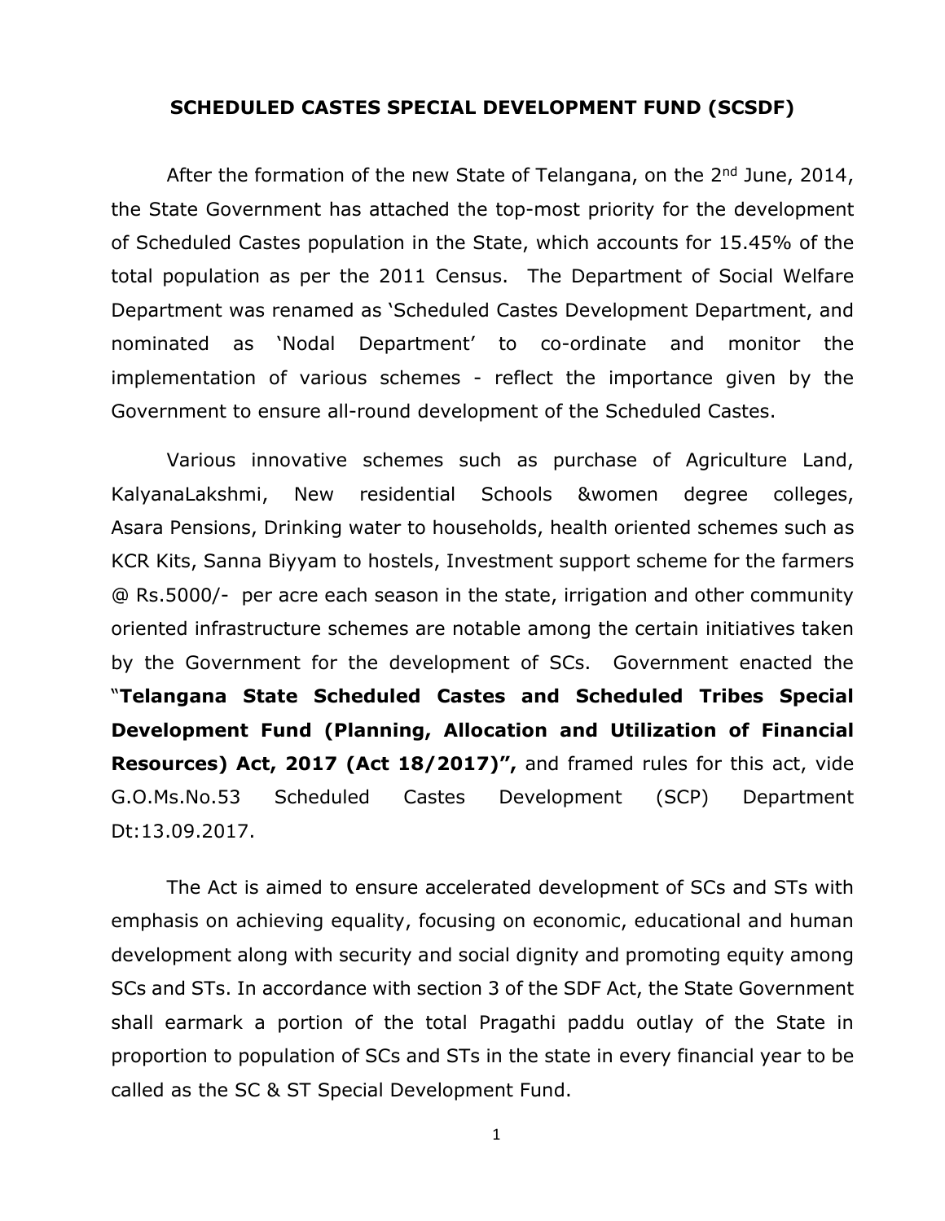# SCHEDULED CASTES SPECIAL DEVELOPMENT FUND (SCSDF)

After the formation of the new State of Telangana, on the 2nd June, 2014, the State Government has attached the top-most priority for the development of Scheduled Castes population in the State, which accounts for 15.45% of the total population as per the 2011 Census. The Department of Social Welfare Department was renamed as 'Scheduled Castes Development Department, and nominated as 'Nodal Department' to co-ordinate and monitor the implementation of various schemes - reflect the importance given by the Government to ensure all-round development of the Scheduled Castes.

Various innovative schemes such as purchase of Agriculture Land, KalyanaLakshmi, New residential Schools &women degree colleges, Asara Pensions, Drinking water to households, health oriented schemes such as KCR Kits, Sanna Biyyam to hostels, Investment support scheme for the farmers @ Rs.5000/- per acre each season in the state, irrigation and other community oriented infrastructure schemes are notable among the certain initiatives taken by the Government for the development of SCs. Government enacted the "**Telangana State Scheduled Castes and Scheduled Tribes Special Development Fund (Planning, Allocation and Utilization of Financial Resources) Act, 2017 (Act 18/2017)",** and framed rules for this act, vide G.O.Ms.No.53 Scheduled Castes Development (SCP) Department Dt:13.09.2017.

The Act is aimed to ensure accelerated development of SCs and STs with emphasis on achieving equality, focusing on economic, educational and human development along with security and social dignity and promoting equity among SCs and STs. In accordance with section 3 of the SDF Act, the State Government shall earmark a portion of the total Pragathi paddu outlay of the State in proportion to population of SCs and STs in the state in every financial year to be called as the SC & ST Special Development Fund.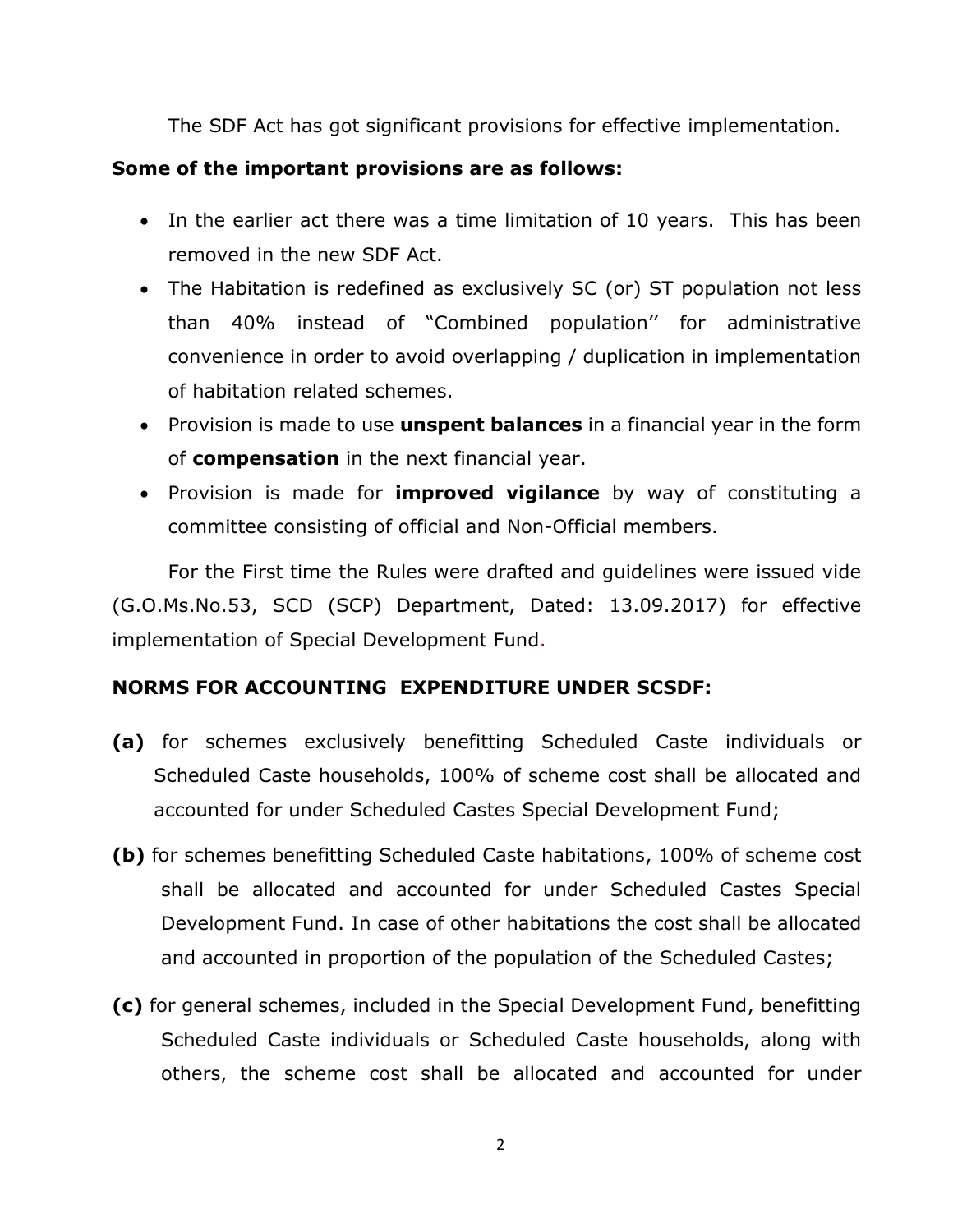The SDF Act has got significant provisions for effective implementation.

**Some of the important provisions are as follows:**

- In the earlier act there was a time limitation of 10 years. This has been removed in the new SDF Act.
- The Habitation is redefined as exclusively SC (or) ST population not less than 40% instead of "Combined population'' for administrative convenience in order to avoid overlapping / duplication in implementation of habitation related schemes.
- Provision is made to use **unspent balances** in a financial year in the form of **compensation** in the next financial year.
- Provision is made for **improved vigilance** by way of constituting a committee consisting of official and Non-Official members.

For the First time the Rules were drafted and guidelines were issued vide (G.O.Ms.No.53, SCD (SCP) Department, Dated: 13.09.2017) for effective implementation of Special Development Fund.

**NORMS FOR ACCOUNTING EXPENDITURE UNDER SCSDF:**

**(a)** for schemes exclusively benefitting Scheduled Caste individuals or Scheduled Caste households, 100% of scheme cost shall be allocated and accounted for under Scheduled Castes Special Development Fund;

**(b)** for schemes benefitting Scheduled Caste habitations, 100% of scheme cost shall be allocated and accounted for under Scheduled Castes Special Development Fund. In case of other habitations the cost shall be allocated and accounted in proportion of the population of the Scheduled Castes;

**(c)** for general schemes, included in the Special Development Fund, benefitting Scheduled Caste individuals or Scheduled Caste households, along with others, the scheme cost shall be allocated and accounted for under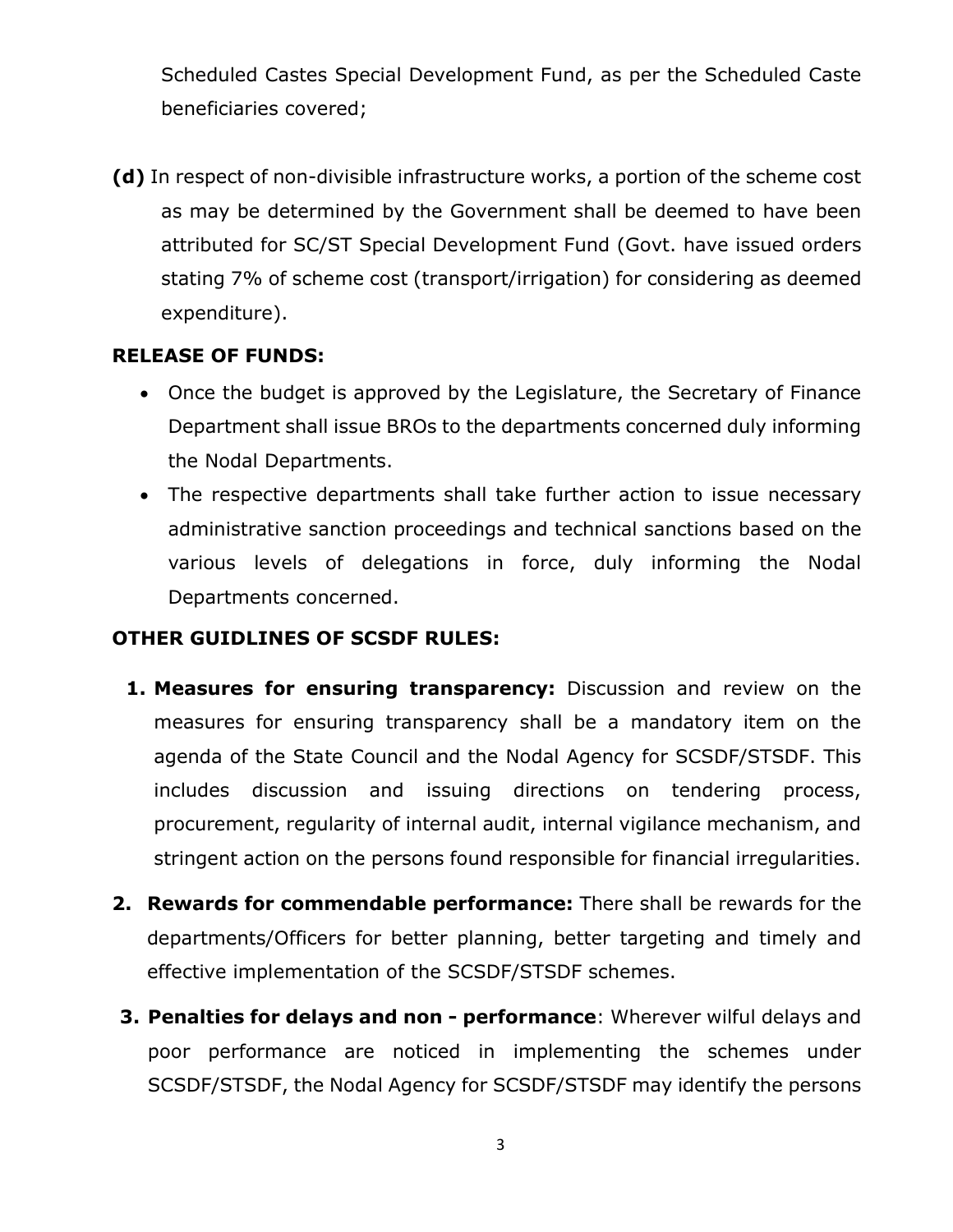Scheduled Castes Special Development Fund, as per the Scheduled Caste beneficiaries covered;

**(d)** In respect of non-divisible infrastructure works, a portion of the scheme cost as may be determined by the Government shall be deemed to have been attributed for SC/ST Special Development Fund (Govt. have issued orders stating 7% of scheme cost (transport/irrigation) for considering as deemed expenditure).

**RELEASE OF FUNDS:**

- Once the budget is approved by the Legislature, the Secretary of Finance Department shall issue BROs to the departments concerned duly informing the Nodal Departments.
- The respective departments shall take further action to issue necessary administrative sanction proceedings and technical sanctions based on the various levels of delegations in force, duly informing the Nodal Departments concerned.

**OTHER GUIDLINES OF SCSDF RULES:**

1. **Measures for ensuring transparency:** Discussion and review on the measures for ensuring transparency shall be a mandatory item on the agenda of the State Council and the Nodal Agency for SCSDF/STSDF. This includes discussion and issuing directions on tendering process, procurement, regularity of internal audit, internal vigilance mechanism, and stringent action on the persons found responsible for financial irregularities.
2. **Rewards for commendable performance:** There shall be rewards for the departments/Officers for better planning, better targeting and timely and effective implementation of the SCSDF/STSDF schemes.
3. **Penalties for delays and non - performance**: Wherever wilful delays and poor performance are noticed in implementing the schemes under SCSDF/STSDF, the Nodal Agency for SCSDF/STSDF may identify the persons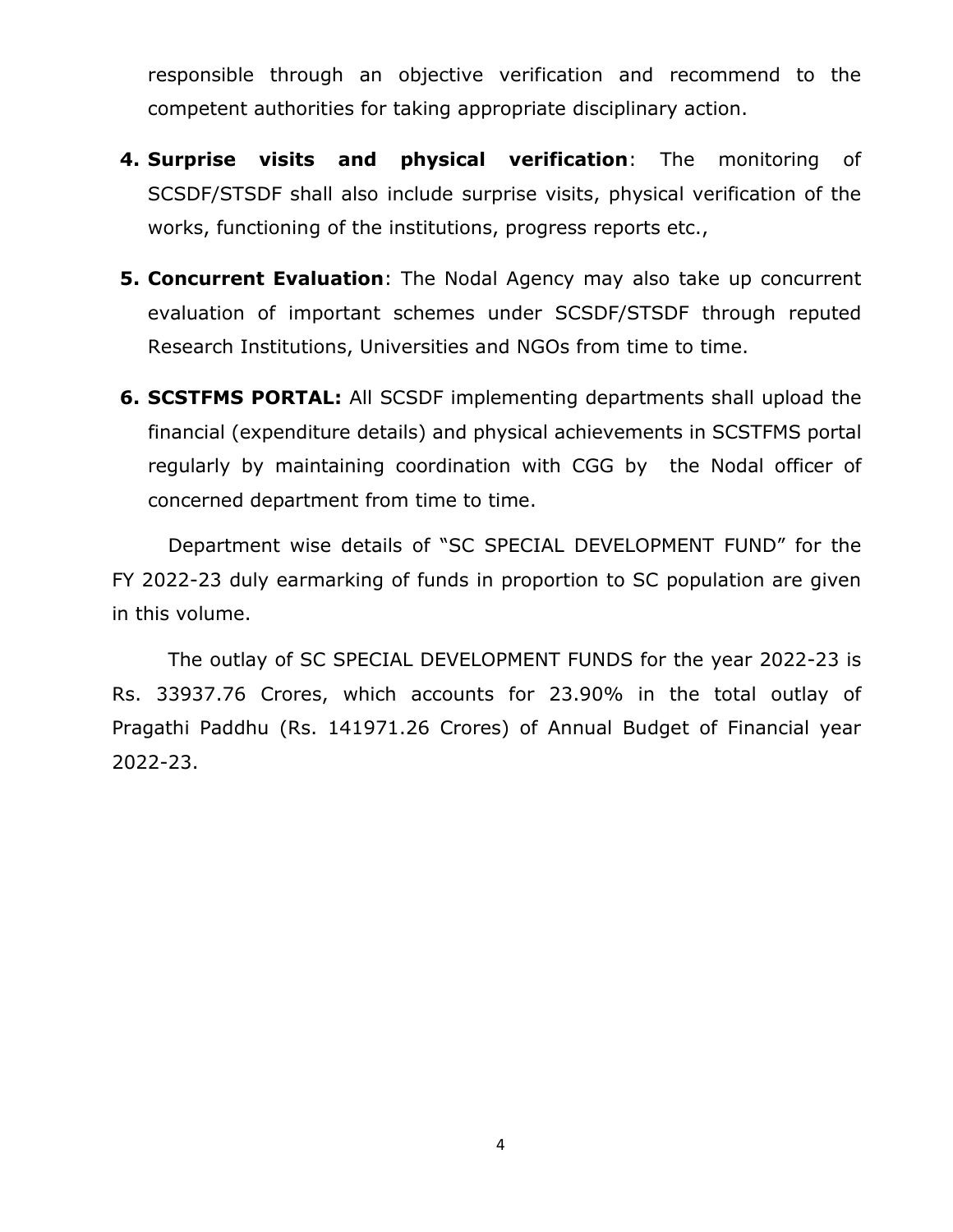responsible through an objective verification and recommend to the competent authorities for taking appropriate disciplinary action.

4. **Surprise visits and physical verification**: The monitoring of SCSDF/STSDF shall also include surprise visits, physical verification of the works, functioning of the institutions, progress reports etc.,

5. **Concurrent Evaluation**: The Nodal Agency may also take up concurrent evaluation of important schemes under SCSDF/STSDF through reputed Research Institutions, Universities and NGOs from time to time.

6. **SCSTFMS PORTAL:** All SCSDF implementing departments shall upload the financial (expenditure details) and physical achievements in SCSTFMS portal regularly by maintaining coordination with CGG by the Nodal officer of concerned department from time to time.

Department wise details of "SC SPECIAL DEVELOPMENT FUND" for the FY 2022-23 duly earmarking of funds in proportion to SC population are given in this volume.

The outlay of SC SPECIAL DEVELOPMENT FUNDS for the year 2022-23 is Rs. 33937.76 Crores, which accounts for 23.90% in the total outlay of Pragathi Paddhu (Rs. 141971.26 Crores) of Annual Budget of Financial year 2022-23.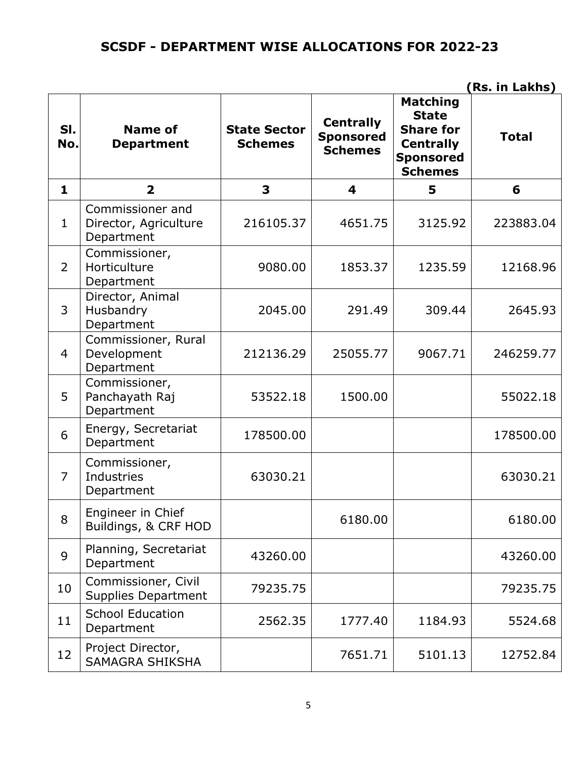## SCSDF - DEPARTMENT WISE ALLOCATIONS FOR 2022-23

**(Rs. in Lakhs)**

| Sl. No. | Name of Department | State Sector Schemes | Centrally Sponsored Schemes | Matching State Share for Centrally Sponsored Schemes | Total |
|---|---|---|---|---|---|
| 1 | 2 | 3 | 4 | 5 | 6 |
| 1 | Commissioner and Director, Agriculture Department | 216105.37 | 4651.75 | 3125.92 | 223883.04 |
| 2 | Commissioner, Horticulture Department | 9080.00 | 1853.37 | 1235.59 | 12168.96 |
| 3 | Director, Animal Husbandry Department | 2045.00 | 291.49 | 309.44 | 2645.93 |
| 4 | Commissioner, Rural Development Department | 212136.29 | 25055.77 | 9067.71 | 246259.77 |
| 5 | Commissioner, Panchayath Raj Department | 53522.18 | 1500.00 | | 55022.18 |
| 6 | Energy, Secretariat Department | 178500.00 | | | 178500.00 |
| 7 | Commissioner, Industries Department | 63030.21 | | | 63030.21 |
| 8 | Engineer in Chief Buildings, & CRF HOD | | 6180.00 | | 6180.00 |
| 9 | Planning, Secretariat Department | 43260.00 | | | 43260.00 |
| 10 | Commissioner, Civil Supplies Department | 79235.75 | | | 79235.75 |
| 11 | School Education Department | 2562.35 | 1777.40 | 1184.93 | 5524.68 |
| 12 | Project Director, SAMAGRA SHIKSHA | | 7651.71 | 5101.13 | 12752.84 |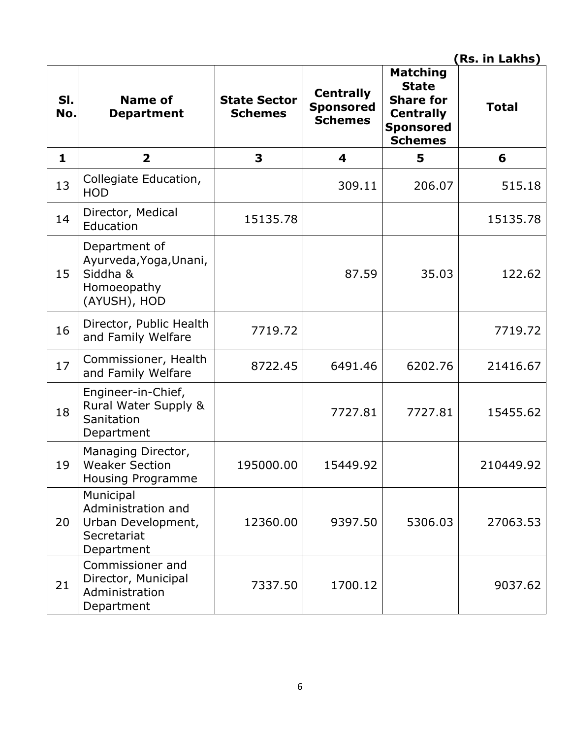(Rs. in Lakhs)

| Sl. No. | Name of Department | State Sector Schemes | Centrally Sponsored Schemes | Matching State Share for Centrally Sponsored Schemes | Total |
|---|---|---|---|---|---|
| 1 | 2 | 3 | 4 | 5 | 6 |
| 13 | Collegiate Education, HOD | | 309.11 | 206.07 | 515.18 |
| 14 | Director, Medical Education | 15135.78 | | | 15135.78 |
| 15 | Department of Ayurveda,Yoga,Unani, Siddha & Homoeopathy (AYUSH), HOD | | 87.59 | 35.03 | 122.62 |
| 16 | Director, Public Health and Family Welfare | 7719.72 | | | 7719.72 |
| 17 | Commissioner, Health and Family Welfare | 8722.45 | 6491.46 | 6202.76 | 21416.67 |
| 18 | Engineer-in-Chief, Rural Water Supply & Sanitation Department | | 7727.81 | 7727.81 | 15455.62 |
| 19 | Managing Director, Weaker Section Housing Programme | 195000.00 | 15449.92 | | 210449.92 |
| 20 | Municipal Administration and Urban Development, Secretariat Department | 12360.00 | 9397.50 | 5306.03 | 27063.53 |
| 21 | Commissioner and Director, Municipal Administration Department | 7337.50 | 1700.12 | | 9037.62 |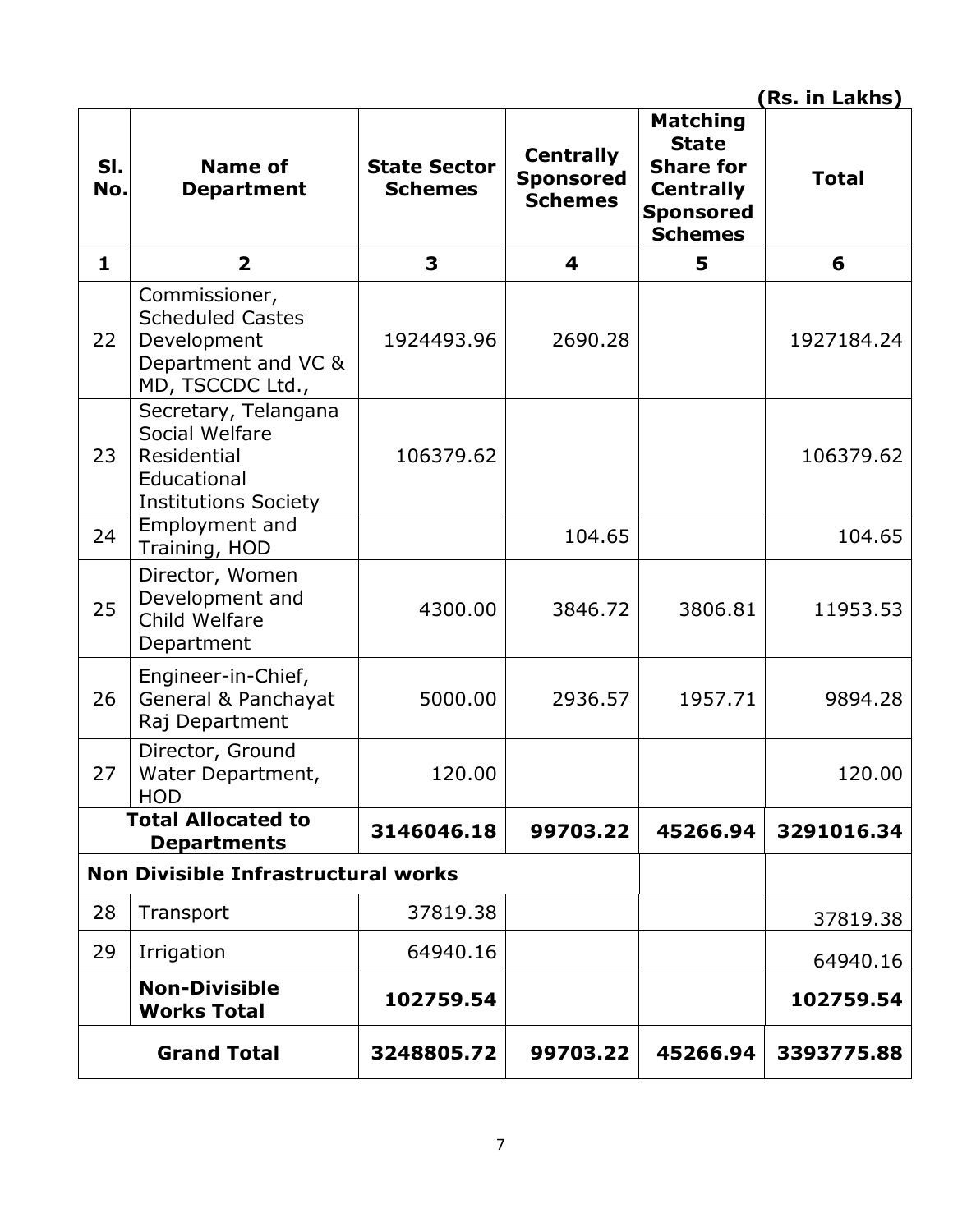(Rs. in Lakhs)

| Sl. No. | Name of Department | State Sector Schemes | Centrally Sponsored Schemes | Matching State Share for Centrally Sponsored Schemes | Total |
|---|---|---|---|---|---|
| 1 | 2 | 3 | 4 | 5 | 6 |
| 22 | Commissioner, Scheduled Castes Development Department and VC & MD, TSCCDC Ltd., | 1924493.96 | 2690.28 | | 1927184.24 |
| 23 | Secretary, Telangana Social Welfare Residential Educational Institutions Society | 106379.62 | | | 106379.62 |
| 24 | Employment and Training, HOD | | 104.65 | | 104.65 |
| 25 | Director, Women Development and Child Welfare Department | 4300.00 | 3846.72 | 3806.81 | 11953.53 |
| 26 | Engineer-in-Chief, General & Panchayat Raj Department | 5000.00 | 2936.57 | 1957.71 | 9894.28 |
| 27 | Director, Ground Water Department, HOD | 120.00 | | | 120.00 |
| **Total Allocated to Departments** | | **3146046.18** | **99703.22** | **45266.94** | **3291016.34** |
| **Non Divisible Infrastructural works** | | | | | |
| 28 | Transport | 37819.38 | | | 37819.38 |
| 29 | Irrigation | 64940.16 | | | 64940.16 |
| | **Non-Divisible Works Total** | **102759.54** | | | **102759.54** |
| **Grand Total** | | **3248805.72** | **99703.22** | **45266.94** | **3393775.88** |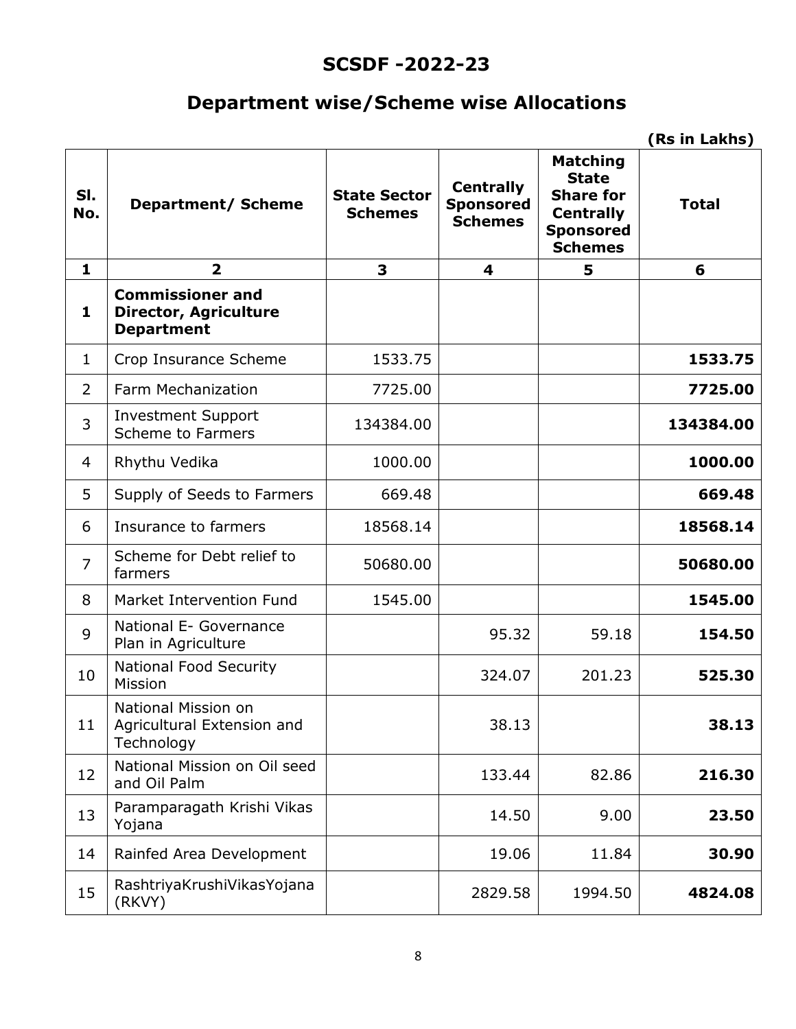# SCSDF -2022-23

## Department wise/Scheme wise Allocations

**(Rs in Lakhs)**

| Sl. No. | Department/ Scheme | State Sector Schemes | Centrally Sponsored Schemes | Matching State Share for Centrally Sponsored Schemes | Total |
|---|---|---|---|---|---|
| **1** | **2** | **3** | **4** | **5** | **6** |
| **1** | **Commissioner and Director, Agriculture Department** | | | | |
| 1 | Crop Insurance Scheme | 1533.75 | | | **1533.75** |
| 2 | Farm Mechanization | 7725.00 | | | **7725.00** |
| 3 | Investment Support Scheme to Farmers | 134384.00 | | | **134384.00** |
| 4 | Rhythu Vedika | 1000.00 | | | **1000.00** |
| 5 | Supply of Seeds to Farmers | 669.48 | | | **669.48** |
| 6 | Insurance to farmers | 18568.14 | | | **18568.14** |
| 7 | Scheme for Debt relief to farmers | 50680.00 | | | **50680.00** |
| 8 | Market Intervention Fund | 1545.00 | | | **1545.00** |
| 9 | National E- Governance Plan in Agriculture | | 95.32 | 59.18 | **154.50** |
| 10 | National Food Security Mission | | 324.07 | 201.23 | **525.30** |
| 11 | National Mission on Agricultural Extension and Technology | | 38.13 | | **38.13** |
| 12 | National Mission on Oil seed and Oil Palm | | 133.44 | 82.86 | **216.30** |
| 13 | Paramparagath Krishi Vikas Yojana | | 14.50 | 9.00 | **23.50** |
| 14 | Rainfed Area Development | | 19.06 | 11.84 | **30.90** |
| 15 | RashtriyaKrushiVikasYojana (RKVY) | | 2829.58 | 1994.50 | **4824.08** |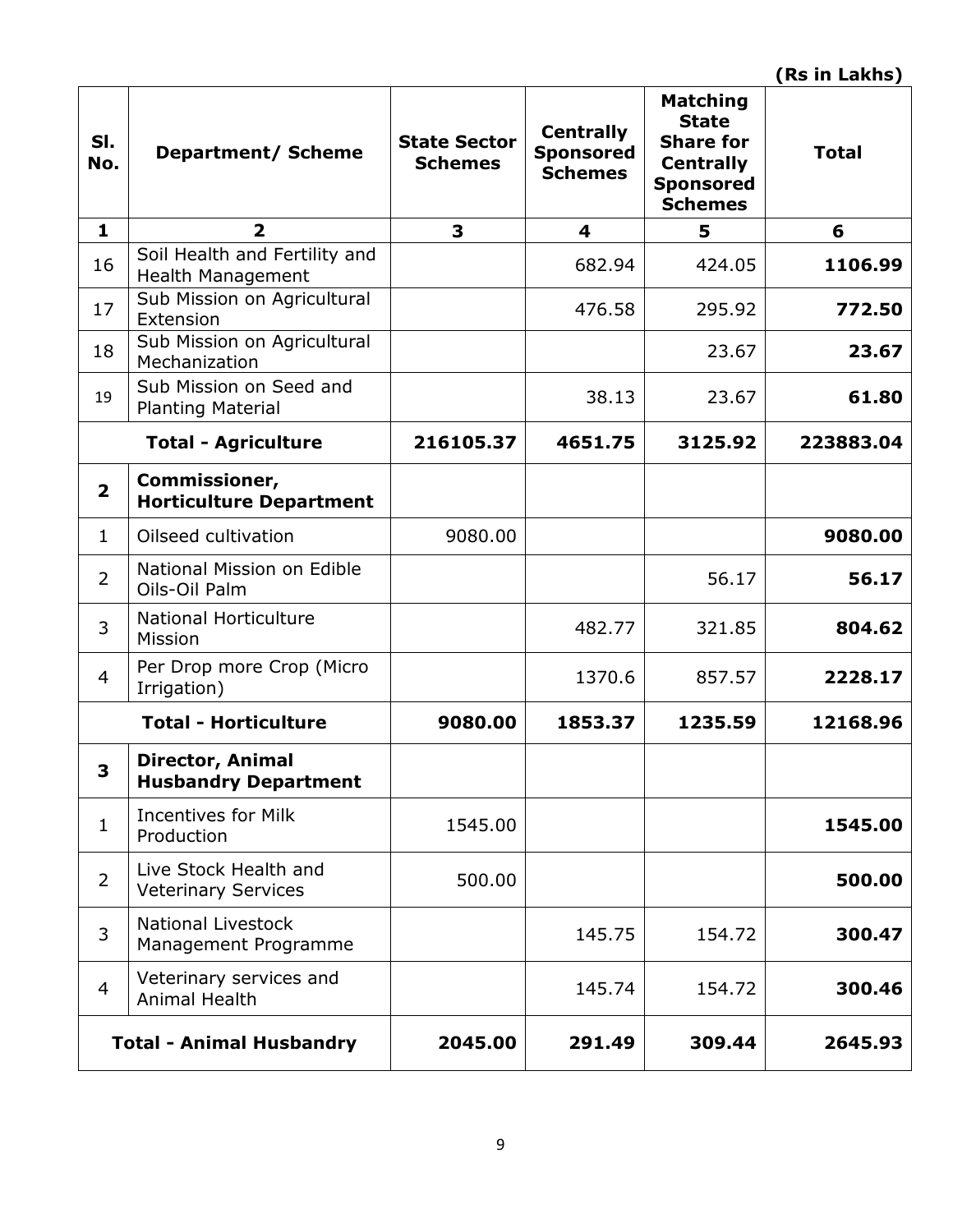**(Rs in Lakhs)**

| Sl. No. | Department/ Scheme | State Sector Schemes | Centrally Sponsored Schemes | Matching State Share for Centrally Sponsored Schemes | Total |
|---|---|---|---|---|---|
| **1** | **2** | **3** | **4** | **5** | **6** |
| 16 | Soil Health and Fertility and Health Management | | 682.94 | 424.05 | **1106.99** |
| 17 | Sub Mission on Agricultural Extension | | 476.58 | 295.92 | **772.50** |
| 18 | Sub Mission on Agricultural Mechanization | | | 23.67 | **23.67** |
| 19 | Sub Mission on Seed and Planting Material | | 38.13 | 23.67 | **61.80** |
| | **Total - Agriculture** | **216105.37** | **4651.75** | **3125.92** | **223883.04** |
| **2** | **Commissioner, Horticulture Department** | | | | |
| 1 | Oilseed cultivation | 9080.00 | | | **9080.00** |
| 2 | National Mission on Edible Oils-Oil Palm | | | 56.17 | **56.17** |
| 3 | National Horticulture Mission | | 482.77 | 321.85 | **804.62** |
| 4 | Per Drop more Crop (Micro Irrigation) | | 1370.6 | 857.57 | **2228.17** |
| | **Total - Horticulture** | **9080.00** | **1853.37** | **1235.59** | **12168.96** |
| **3** | **Director, Animal Husbandry Department** | | | | |
| 1 | Incentives for Milk Production | 1545.00 | | | **1545.00** |
| 2 | Live Stock Health and Veterinary Services | 500.00 | | | **500.00** |
| 3 | National Livestock Management Programme | | 145.75 | 154.72 | **300.47** |
| 4 | Veterinary services and Animal Health | | 145.74 | 154.72 | **300.46** |
| | **Total - Animal Husbandry** | **2045.00** | **291.49** | **309.44** | **2645.93** |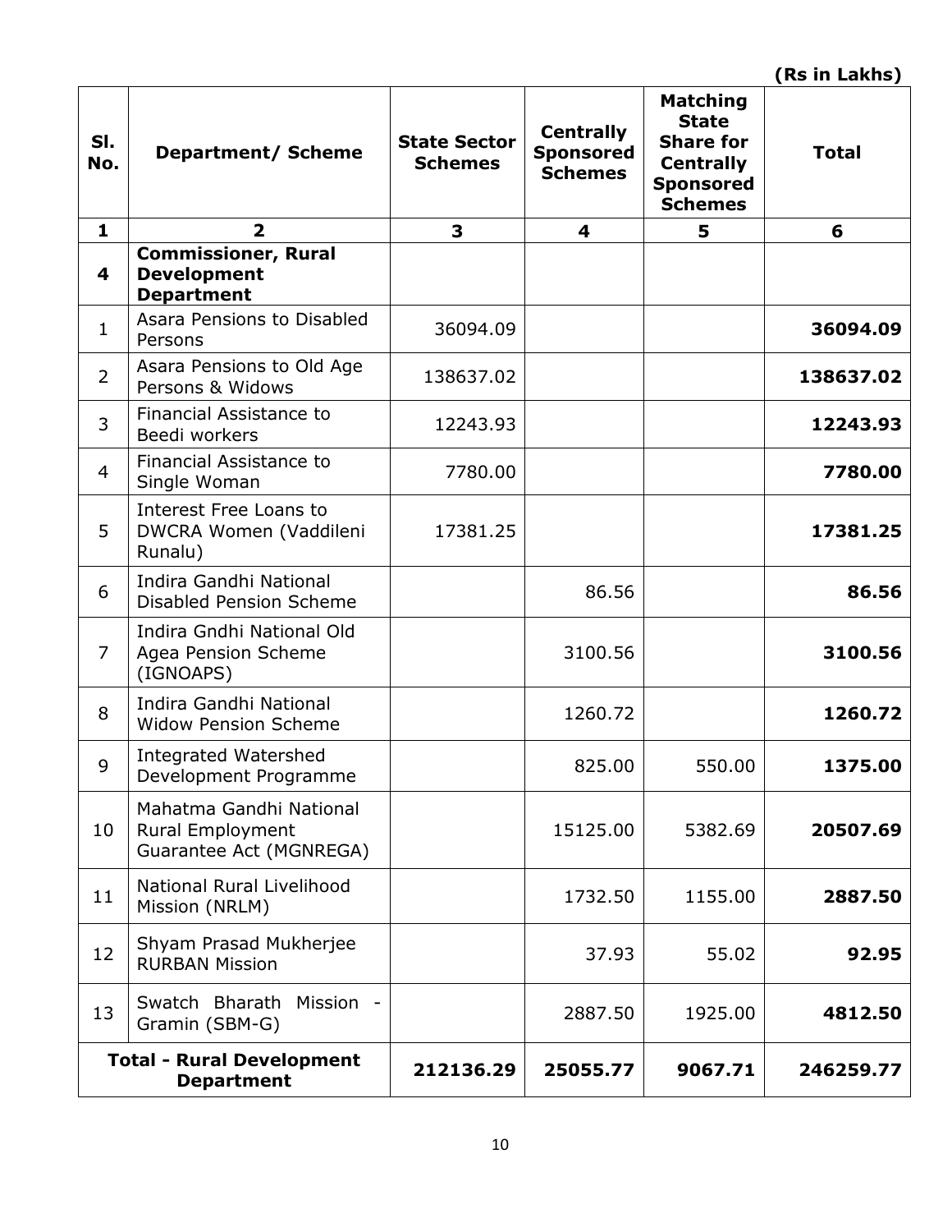(Rs in Lakhs)

| Sl. No. | Department/ Scheme | State Sector Schemes | Centrally Sponsored Schemes | Matching State Share for Centrally Sponsored Schemes | Total |
|---|---|---|---|---|---|
| 1 | 2 | 3 | 4 | 5 | 6 |
| **4** | **Commissioner, Rural Development Department** | | | | |
| 1 | Asara Pensions to Disabled Persons | 36094.09 | | | **36094.09** |
| 2 | Asara Pensions to Old Age Persons & Widows | 138637.02 | | | **138637.02** |
| 3 | Financial Assistance to Beedi workers | 12243.93 | | | **12243.93** |
| 4 | Financial Assistance to Single Woman | 7780.00 | | | **7780.00** |
| 5 | Interest Free Loans to DWCRA Women (Vaddileni Runalu) | 17381.25 | | | **17381.25** |
| 6 | Indira Gandhi National Disabled Pension Scheme | | 86.56 | | **86.56** |
| 7 | Indira Gndhi National Old Agea Pension Scheme (IGNOAPS) | | 3100.56 | | **3100.56** |
| 8 | Indira Gandhi National Widow Pension Scheme | | 1260.72 | | **1260.72** |
| 9 | Integrated Watershed Development Programme | | 825.00 | 550.00 | **1375.00** |
| 10 | Mahatma Gandhi National Rural Employment Guarantee Act (MGNREGA) | | 15125.00 | 5382.69 | **20507.69** |
| 11 | National Rural Livelihood Mission (NRLM) | | 1732.50 | 1155.00 | **2887.50** |
| 12 | Shyam Prasad Mukherjee RURBAN Mission | | 37.93 | 55.02 | **92.95** |
| 13 | Swatch Bharath Mission - Gramin (SBM-G) | | 2887.50 | 1925.00 | **4812.50** |
| **Total - Rural Development Department** | | **212136.29** | **25055.77** | **9067.71** | **246259.77** |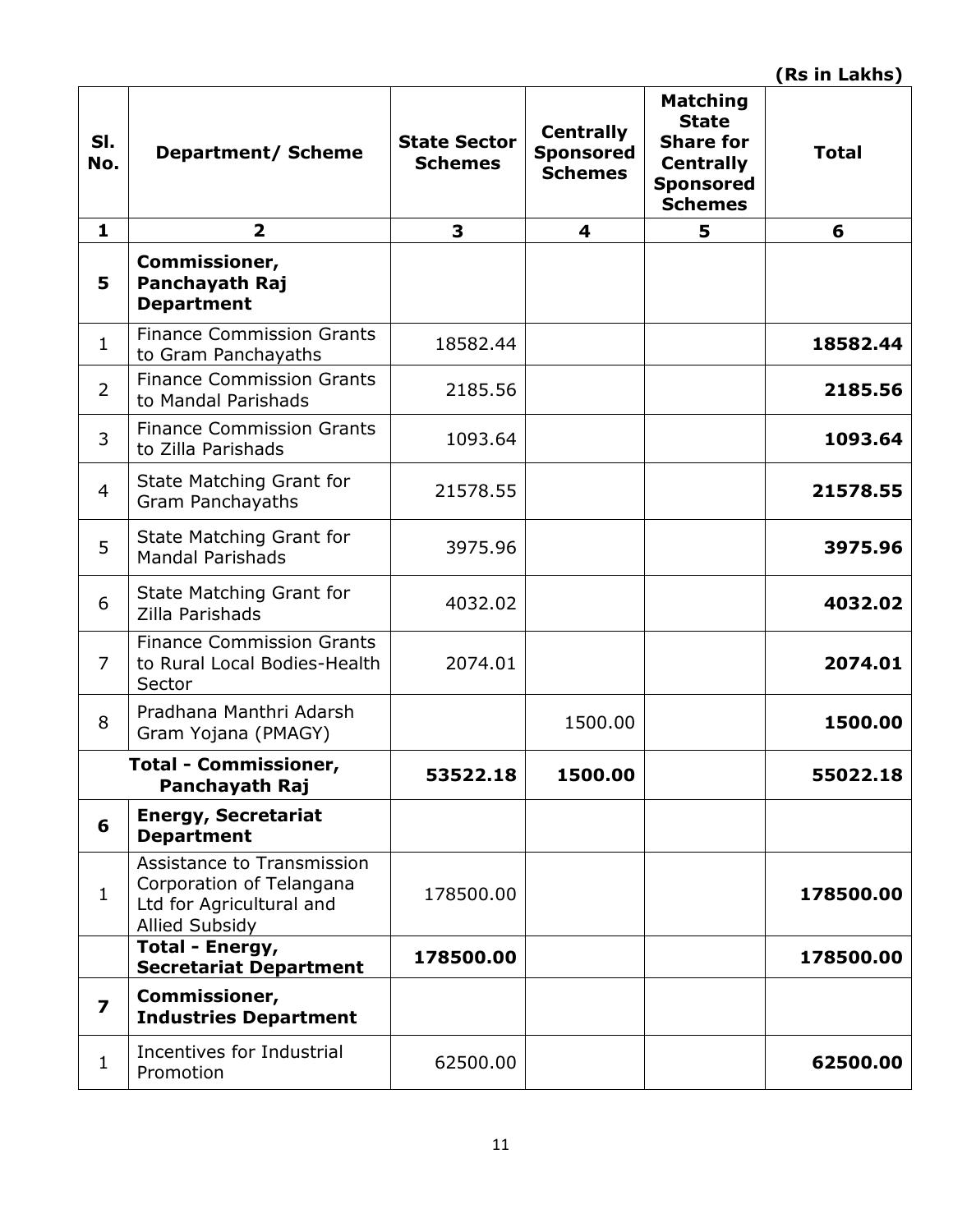(Rs in Lakhs)

| Sl. No. | Department/ Scheme | State Sector Schemes | Centrally Sponsored Schemes | Matching State Share for Centrally Sponsored Schemes | Total |
|---|---|---|---|---|---|
| 1 | 2 | 3 | 4 | 5 | 6 |
| **5** | **Commissioner, Panchayath Raj Department** | | | | |
| 1 | Finance Commission Grants to Gram Panchayaths | 18582.44 | | | **18582.44** |
| 2 | Finance Commission Grants to Mandal Parishads | 2185.56 | | | **2185.56** |
| 3 | Finance Commission Grants to Zilla Parishads | 1093.64 | | | **1093.64** |
| 4 | State Matching Grant for Gram Panchayaths | 21578.55 | | | **21578.55** |
| 5 | State Matching Grant for Mandal Parishads | 3975.96 | | | **3975.96** |
| 6 | State Matching Grant for Zilla Parishads | 4032.02 | | | **4032.02** |
| 7 | Finance Commission Grants to Rural Local Bodies-Health Sector | 2074.01 | | | **2074.01** |
| 8 | Pradhana Manthri Adarsh Gram Yojana (PMAGY) | | 1500.00 | | **1500.00** |
| | **Total - Commissioner, Panchayath Raj** | **53522.18** | **1500.00** | | **55022.18** |
| **6** | **Energy, Secretariat Department** | | | | |
| 1 | Assistance to Transmission Corporation of Telangana Ltd for Agricultural and Allied Subsidy | 178500.00 | | | **178500.00** |
| | **Total - Energy, Secretariat Department** | **178500.00** | | | **178500.00** |
| **7** | **Commissioner, Industries Department** | | | | |
| 1 | Incentives for Industrial Promotion | 62500.00 | | | **62500.00** |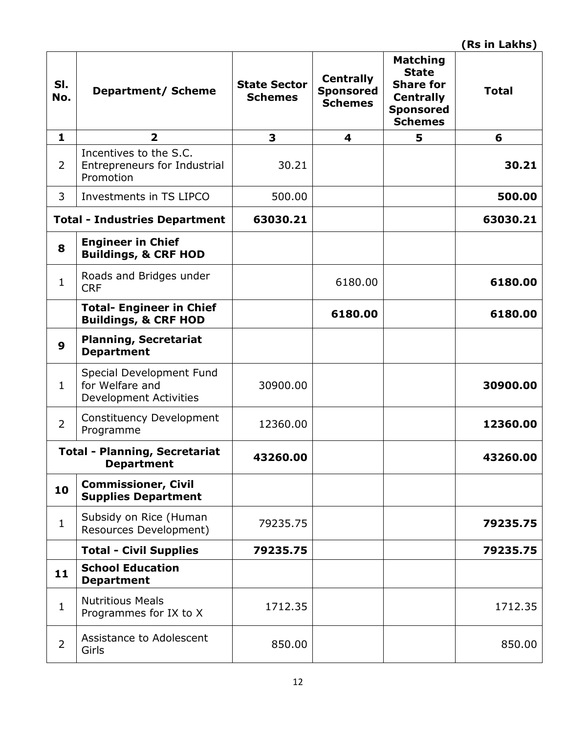(Rs in Lakhs)

| Sl. No. | Department/ Scheme | State Sector Schemes | Centrally Sponsored Schemes | Matching State Share for Centrally Sponsored Schemes | Total |
|---|---|---|---|---|---|
| 1 | 2 | 3 | 4 | 5 | 6 |
| 2 | Incentives to the S.C. Entrepreneurs for Industrial Promotion | 30.21 | | | **30.21** |
| 3 | Investments in TS LIPCO | 500.00 | | | **500.00** |
| **Total - Industries Department** | | **63030.21** | | | **63030.21** |
| **8** | **Engineer in Chief Buildings, & CRF HOD** | | | | |
| 1 | Roads and Bridges under CRF | | 6180.00 | | **6180.00** |
| | **Total- Engineer in Chief Buildings, & CRF HOD** | | **6180.00** | | **6180.00** |
| **9** | **Planning, Secretariat Department** | | | | |
| 1 | Special Development Fund for Welfare and Development Activities | 30900.00 | | | **30900.00** |
| 2 | Constituency Development Programme | 12360.00 | | | **12360.00** |
| **Total - Planning, Secretariat Department** | | **43260.00** | | | **43260.00** |
| **10** | **Commissioner, Civil Supplies Department** | | | | |
| 1 | Subsidy on Rice (Human Resources Development) | 79235.75 | | | **79235.75** |
| | **Total - Civil Supplies** | **79235.75** | | | **79235.75** |
| **11** | **School Education Department** | | | | |
| 1 | Nutritious Meals Programmes for IX to X | 1712.35 | | | 1712.35 |
| 2 | Assistance to Adolescent Girls | 850.00 | | | 850.00 |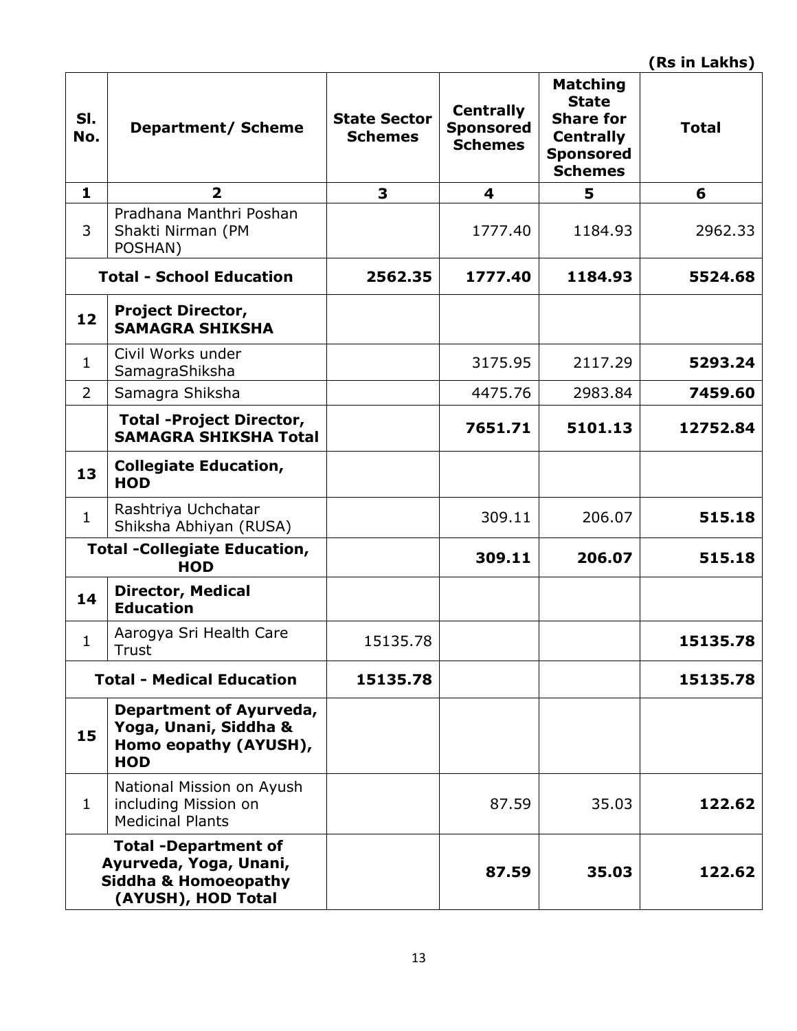(Rs in Lakhs)

| Sl. No. | Department/ Scheme | State Sector Schemes | Centrally Sponsored Schemes | Matching State Share for Centrally Sponsored Schemes | Total |
|---|---|---|---|---|---|
| 1 | 2 | 3 | 4 | 5 | 6 |
| 3 | Pradhana Manthri Poshan Shakti Nirman (PM POSHAN) | | 1777.40 | 1184.93 | 2962.33 |
| **Total - School Education** | | **2562.35** | **1777.40** | **1184.93** | **5524.68** |
| **12** | **Project Director, SAMAGRA SHIKSHA** | | | | |
| 1 | Civil Works under SamagraShiksha | | 3175.95 | 2117.29 | **5293.24** |
| 2 | Samagra Shiksha | | 4475.76 | 2983.84 | **7459.60** |
| | **Total -Project Director, SAMAGRA SHIKSHA Total** | | **7651.71** | **5101.13** | **12752.84** |
| **13** | **Collegiate Education, HOD** | | | | |
| 1 | Rashtriya Uchchatar Shiksha Abhiyan (RUSA) | | 309.11 | 206.07 | **515.18** |
| **Total -Collegiate Education, HOD** | | | **309.11** | **206.07** | **515.18** |
| **14** | **Director, Medical Education** | | | | |
| 1 | Aarogya Sri Health Care Trust | 15135.78 | | | **15135.78** |
| **Total - Medical Education** | | **15135.78** | | | **15135.78** |
| **15** | **Department of Ayurveda, Yoga, Unani, Siddha & Homo eopathy (AYUSH), HOD** | | | | |
| 1 | National Mission on Ayush including Mission on Medicinal Plants | | 87.59 | 35.03 | **122.62** |
| **Total -Department of Ayurveda, Yoga, Unani, Siddha & Homoeopathy (AYUSH), HOD Total** | | | **87.59** | **35.03** | **122.62** |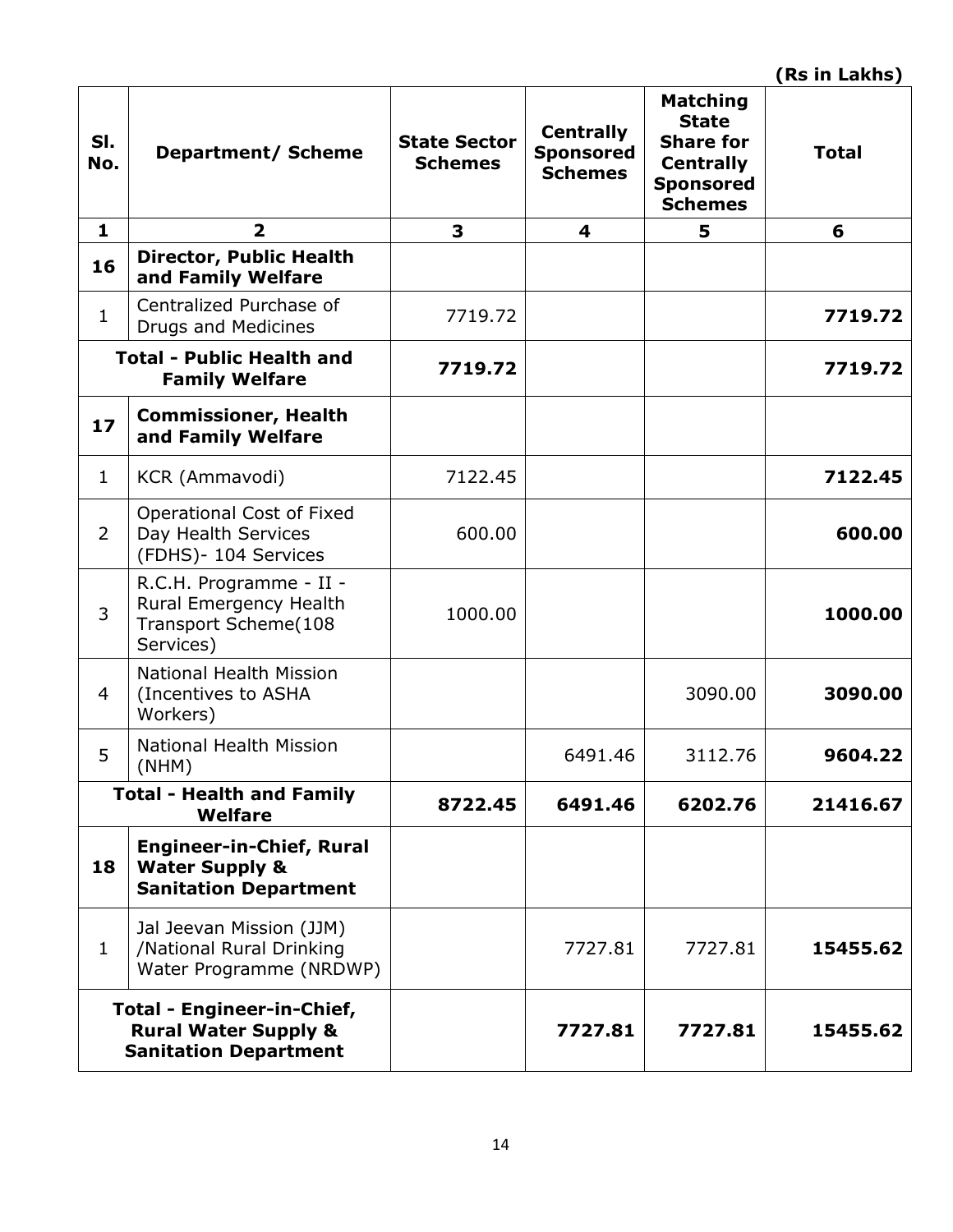**(Rs in Lakhs)**

| Sl. No. | Department/ Scheme | State Sector Schemes | Centrally Sponsored Schemes | Matching State Share for Centrally Sponsored Schemes | Total |
|---|---|---|---|---|---|
| **1** | **2** | **3** | **4** | **5** | **6** |
| **16** | **Director, Public Health and Family Welfare** | | | | |
| 1 | Centralized Purchase of Drugs and Medicines | 7719.72 | | | **7719.72** |
| | **Total - Public Health and Family Welfare** | **7719.72** | | | **7719.72** |
| **17** | **Commissioner, Health and Family Welfare** | | | | |
| 1 | KCR (Ammavodi) | 7122.45 | | | **7122.45** |
| 2 | Operational Cost of Fixed Day Health Services (FDHS)- 104 Services | 600.00 | | | **600.00** |
| 3 | R.C.H. Programme - II - Rural Emergency Health Transport Scheme(108 Services) | 1000.00 | | | **1000.00** |
| 4 | National Health Mission (Incentives to ASHA Workers) | | | 3090.00 | **3090.00** |
| 5 | National Health Mission (NHM) | | 6491.46 | 3112.76 | **9604.22** |
| | **Total - Health and Family Welfare** | **8722.45** | **6491.46** | **6202.76** | **21416.67** |
| **18** | **Engineer-in-Chief, Rural Water Supply & Sanitation Department** | | | | |
| 1 | Jal Jeevan Mission (JJM) /National Rural Drinking Water Programme (NRDWP) | | 7727.81 | 7727.81 | **15455.62** |
| | **Total - Engineer-in-Chief, Rural Water Supply & Sanitation Department** | | **7727.81** | **7727.81** | **15455.62** |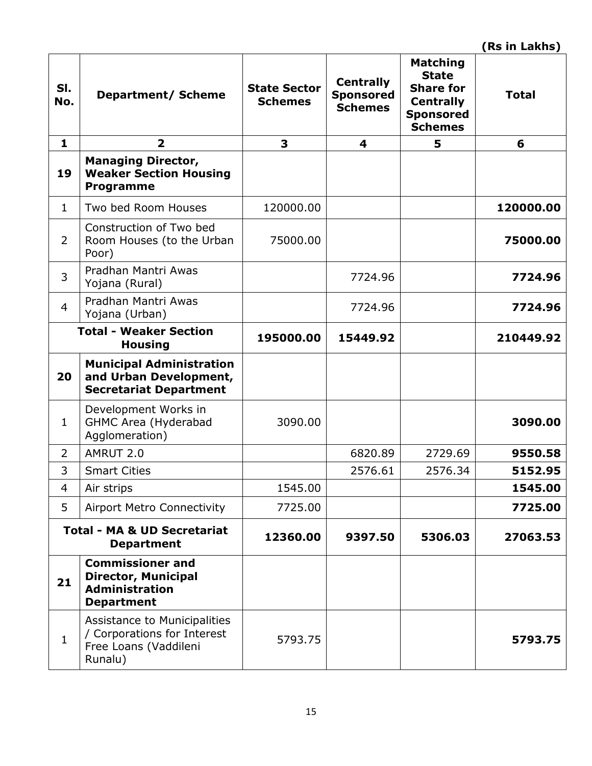(Rs in Lakhs)

| Sl. No. | Department/ Scheme | State Sector Schemes | Centrally Sponsored Schemes | Matching State Share for Centrally Sponsored Schemes | Total |
|---|---|---|---|---|---|
| 1 | 2 | 3 | 4 | 5 | 6 |
| **19** | **Managing Director, Weaker Section Housing Programme** | | | | |
| 1 | Two bed Room Houses | 120000.00 | | | **120000.00** |
| 2 | Construction of Two bed Room Houses (to the Urban Poor) | 75000.00 | | | **75000.00** |
| 3 | Pradhan Mantri Awas Yojana (Rural) | | 7724.96 | | **7724.96** |
| 4 | Pradhan Mantri Awas Yojana (Urban) | | 7724.96 | | **7724.96** |
| **Total - Weaker Section Housing** | | **195000.00** | **15449.92** | | **210449.92** |
| **20** | **Municipal Administration and Urban Development, Secretariat Department** | | | | |
| 1 | Development Works in GHMC Area (Hyderabad Agglomeration) | 3090.00 | | | **3090.00** |
| 2 | AMRUT 2.0 | | 6820.89 | 2729.69 | **9550.58** |
| 3 | Smart Cities | | 2576.61 | 2576.34 | **5152.95** |
| 4 | Air strips | 1545.00 | | | **1545.00** |
| 5 | Airport Metro Connectivity | 7725.00 | | | **7725.00** |
| **Total - MA & UD Secretariat Department** | | **12360.00** | **9397.50** | **5306.03** | **27063.53** |
| **21** | **Commissioner and Director, Municipal Administration Department** | | | | |
| 1 | Assistance to Municipalities / Corporations for Interest Free Loans (Vaddileni Runalu) | 5793.75 | | | **5793.75** |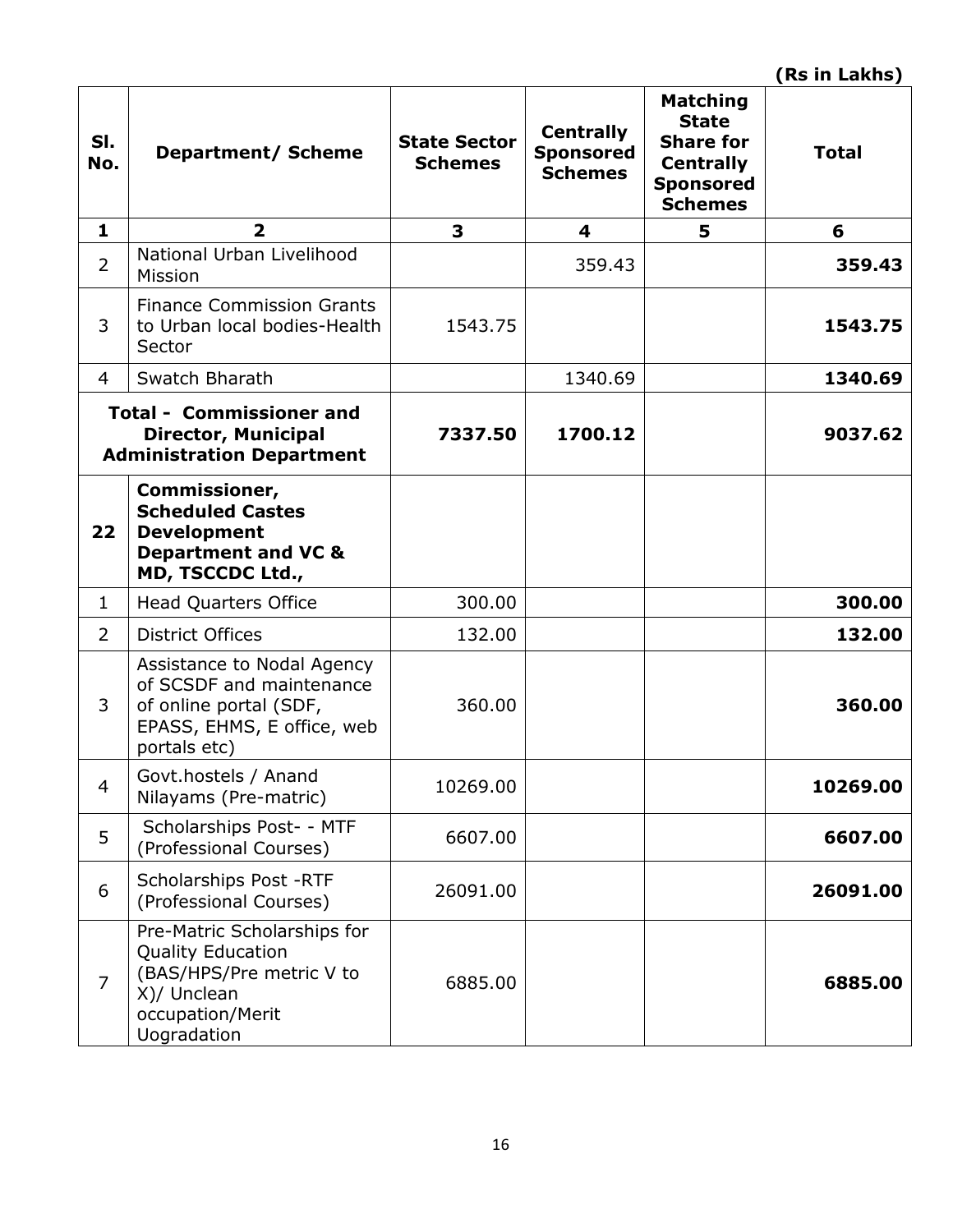**(Rs in Lakhs)**

| Sl. No. | Department/ Scheme | State Sector Schemes | Centrally Sponsored Schemes | Matching State Share for Centrally Sponsored Schemes | Total |
|---|---|---|---|---|---|
| **1** | **2** | **3** | **4** | **5** | **6** |
| 2 | National Urban Livelihood Mission | | 359.43 | | **359.43** |
| 3 | Finance Commission Grants to Urban local bodies-Health Sector | 1543.75 | | | **1543.75** |
| 4 | Swatch Bharath | | 1340.69 | | **1340.69** |
| **Total - Commissioner and Director, Municipal Administration Department** | | **7337.50** | **1700.12** | | **9037.62** |
| **22** | **Commissioner, Scheduled Castes Development Department and VC & MD, TSCCDC Ltd.,** | | | | |
| 1 | Head Quarters Office | 300.00 | | | **300.00** |
| 2 | District Offices | 132.00 | | | **132.00** |
| 3 | Assistance to Nodal Agency of SCSDF and maintenance of online portal (SDF, EPASS, EHMS, E office, web portals etc) | 360.00 | | | **360.00** |
| 4 | Govt.hostels / Anand Nilayams (Pre-matric) | 10269.00 | | | **10269.00** |
| 5 | Scholarships Post- - MTF (Professional Courses) | 6607.00 | | | **6607.00** |
| 6 | Scholarships Post -RTF (Professional Courses) | 26091.00 | | | **26091.00** |
| 7 | Pre-Matric Scholarships for Quality Education (BAS/HPS/Pre metric V to X)/ Unclean occupation/Merit Uogradation | 6885.00 | | | **6885.00** |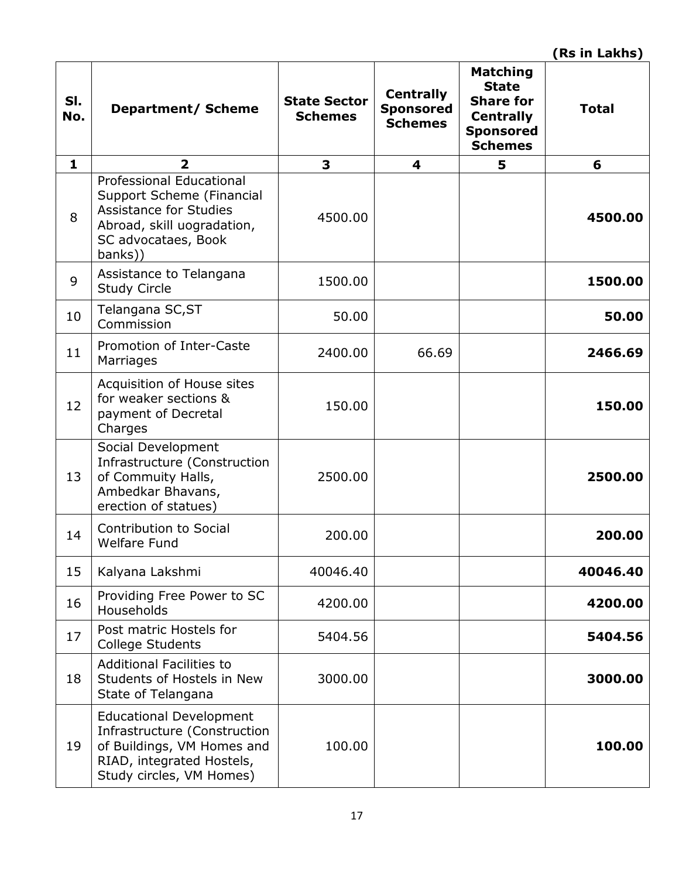**(Rs in Lakhs)**

| Sl. No. | Department/ Scheme | State Sector Schemes | Centrally Sponsored Schemes | Matching State Share for Centrally Sponsored Schemes | Total |
|---|---|---|---|---|---|
| **1** | **2** | **3** | **4** | **5** | **6** |
| 8 | Professional Educational Support Scheme (Financial Assistance for Studies Abroad, skill uogradation, SC advocataes, Book banks)) | 4500.00 | | | **4500.00** |
| 9 | Assistance to Telangana Study Circle | 1500.00 | | | **1500.00** |
| 10 | Telangana SC,ST Commission | 50.00 | | | **50.00** |
| 11 | Promotion of Inter-Caste Marriages | 2400.00 | 66.69 | | **2466.69** |
| 12 | Acquisition of House sites for weaker sections & payment of Decretal Charges | 150.00 | | | **150.00** |
| 13 | Social Development Infrastructure (Construction of Commuity Halls, Ambedkar Bhavans, erection of statues) | 2500.00 | | | **2500.00** |
| 14 | Contribution to Social Welfare Fund | 200.00 | | | **200.00** |
| 15 | Kalyana Lakshmi | 40046.40 | | | **40046.40** |
| 16 | Providing Free Power to SC Households | 4200.00 | | | **4200.00** |
| 17 | Post matric Hostels for College Students | 5404.56 | | | **5404.56** |
| 18 | Additional Facilities to Students of Hostels in New State of Telangana | 3000.00 | | | **3000.00** |
| 19 | Educational Development Infrastructure (Construction of Buildings, VM Homes and RIAD, integrated Hostels, Study circles, VM Homes) | 100.00 | | | **100.00** |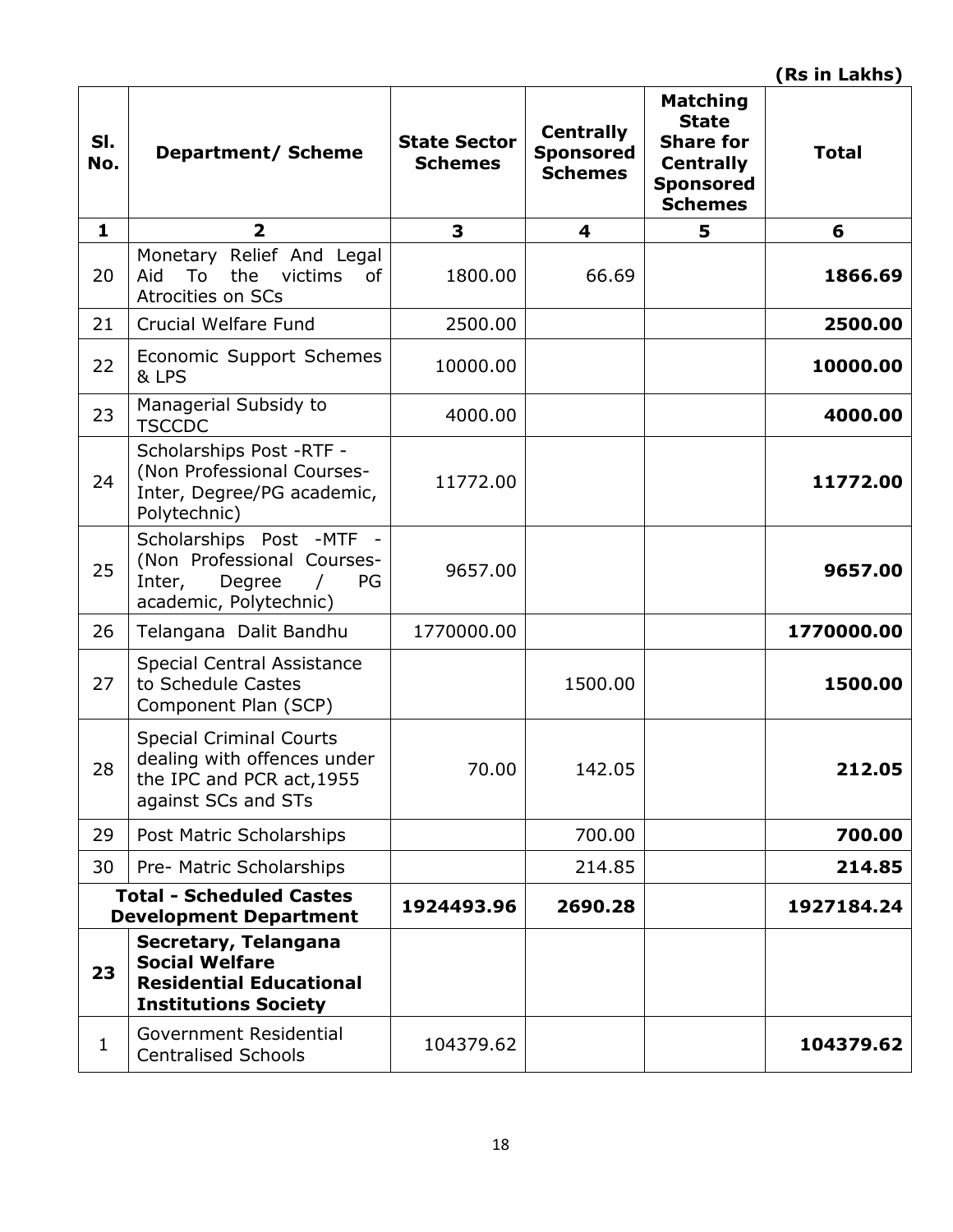(Rs in Lakhs)

| Sl. No. | Department/ Scheme | State Sector Schemes | Centrally Sponsored Schemes | Matching State Share for Centrally Sponsored Schemes | Total |
|---|---|---|---|---|---|
| 1 | 2 | 3 | 4 | 5 | 6 |
| 20 | Monetary Relief And Legal Aid To the victims of Atrocities on SCs | 1800.00 | 66.69 | | **1866.69** |
| 21 | Crucial Welfare Fund | 2500.00 | | | **2500.00** |
| 22 | Economic Support Schemes & LPS | 10000.00 | | | **10000.00** |
| 23 | Managerial Subsidy to TSCCDC | 4000.00 | | | **4000.00** |
| 24 | Scholarships Post -RTF - (Non Professional Courses- Inter, Degree/PG academic, Polytechnic) | 11772.00 | | | **11772.00** |
| 25 | Scholarships Post -MTF - (Non Professional Courses- Inter, Degree / PG academic, Polytechnic) | 9657.00 | | | **9657.00** |
| 26 | Telangana Dalit Bandhu | 1770000.00 | | | **1770000.00** |
| 27 | Special Central Assistance to Schedule Castes Component Plan (SCP) | | 1500.00 | | **1500.00** |
| 28 | Special Criminal Courts dealing with offences under the IPC and PCR act,1955 against SCs and STs | 70.00 | 142.05 | | **212.05** |
| 29 | Post Matric Scholarships | | 700.00 | | **700.00** |
| 30 | Pre- Matric Scholarships | | 214.85 | | **214.85** |
| | **Total - Scheduled Castes Development Department** | **1924493.96** | **2690.28** | | **1927184.24** |
| **23** | **Secretary, Telangana Social Welfare Residential Educational Institutions Society** | | | | |
| 1 | Government Residential Centralised Schools | 104379.62 | | | **104379.62** |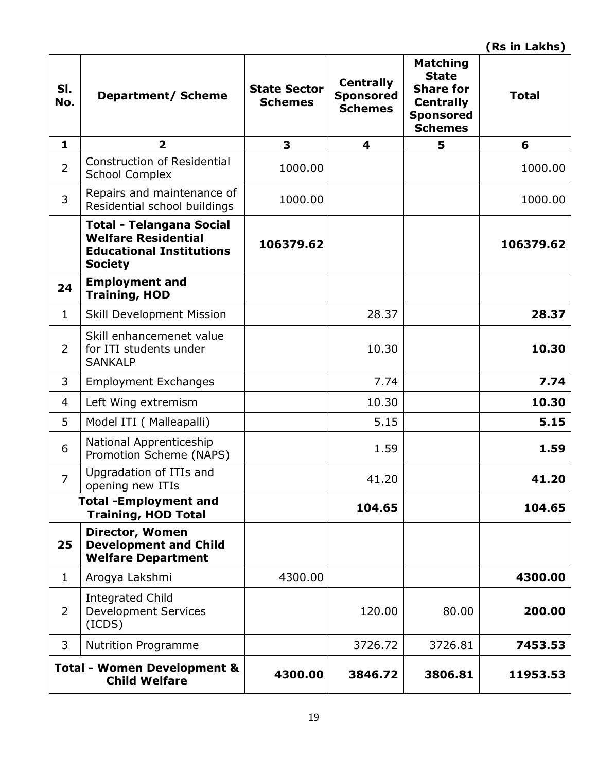(Rs in Lakhs)

| Sl. No. | Department/ Scheme | State Sector Schemes | Centrally Sponsored Schemes | Matching State Share for Centrally Sponsored Schemes | Total |
|---|---|---|---|---|---|
| **1** | **2** | **3** | **4** | **5** | **6** |
| 2 | Construction of Residential School Complex | 1000.00 | | | 1000.00 |
| 3 | Repairs and maintenance of Residential school buildings | 1000.00 | | | 1000.00 |
| | **Total - Telangana Social Welfare Residential Educational Institutions Society** | **106379.62** | | | **106379.62** |
| **24** | **Employment and Training, HOD** | | | | |
| 1 | Skill Development Mission | | 28.37 | | **28.37** |
| 2 | Skill enhancemenet value for ITI students under SANKALP | | 10.30 | | **10.30** |
| 3 | Employment Exchanges | | 7.74 | | **7.74** |
| 4 | Left Wing extremism | | 10.30 | | **10.30** |
| 5 | Model ITI ( Malleapalli) | | 5.15 | | **5.15** |
| 6 | National Apprenticeship Promotion Scheme (NAPS) | | 1.59 | | **1.59** |
| 7 | Upgradation of ITIs and opening new ITIs | | 41.20 | | **41.20** |
| | **Total -Employment and Training, HOD Total** | | **104.65** | | **104.65** |
| **25** | **Director, Women Development and Child Welfare Department** | | | | |
| 1 | Arogya Lakshmi | 4300.00 | | | **4300.00** |
| 2 | Integrated Child Development Services (ICDS) | | 120.00 | 80.00 | **200.00** |
| 3 | Nutrition Programme | | 3726.72 | 3726.81 | **7453.53** |
| | **Total - Women Development & Child Welfare** | **4300.00** | **3846.72** | **3806.81** | **11953.53** |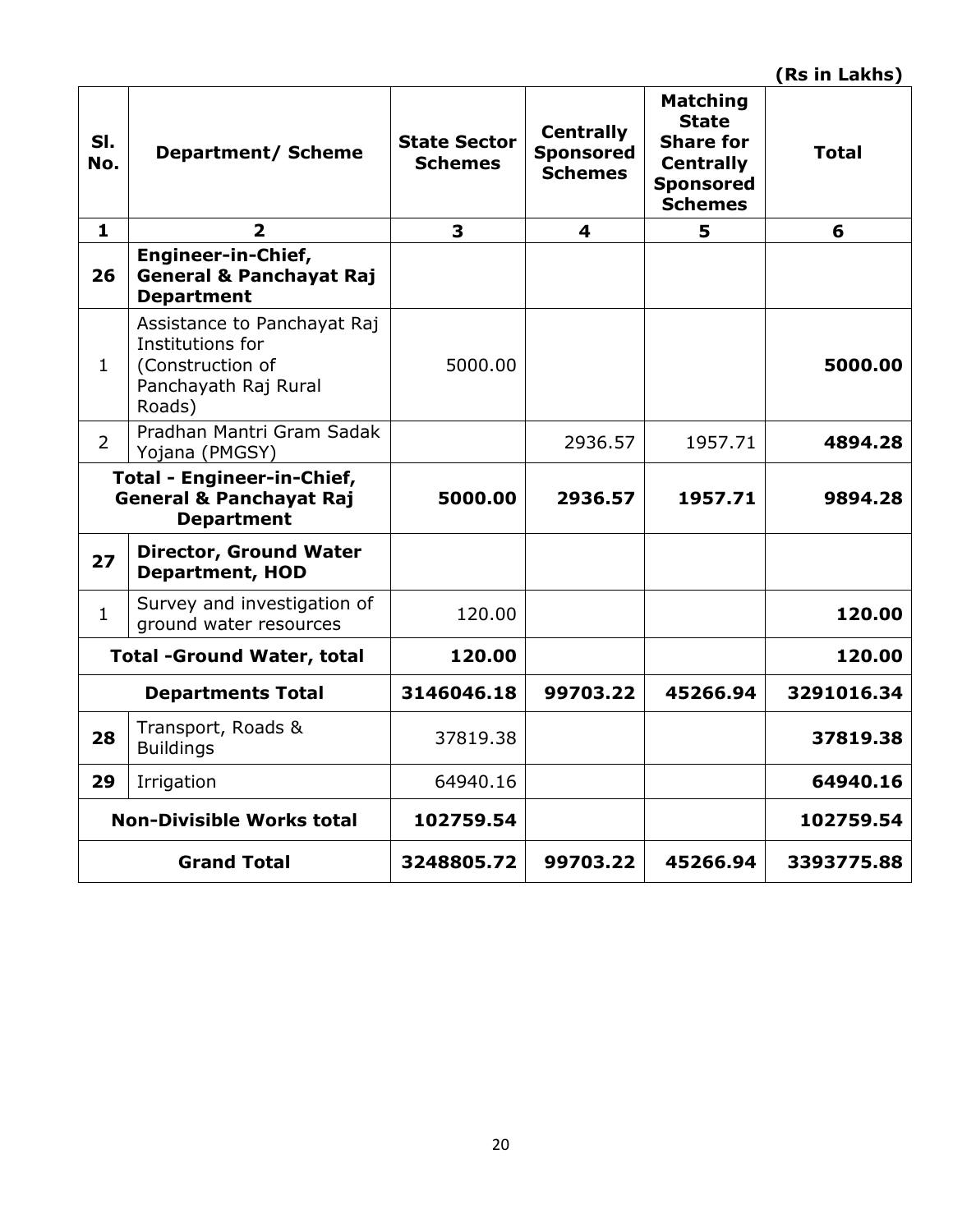**(Rs in Lakhs)**

| Sl. No. | Department/ Scheme | State Sector Schemes | Centrally Sponsored Schemes | Matching State Share for Centrally Sponsored Schemes | Total |
|---|---|---|---|---|---|
| **1** | **2** | **3** | **4** | **5** | **6** |
| **26** | **Engineer-in-Chief, General & Panchayat Raj Department** | | | | |
| 1 | Assistance to Panchayat Raj Institutions for (Construction of Panchayath Raj Rural Roads) | 5000.00 | | | **5000.00** |
| 2 | Pradhan Mantri Gram Sadak Yojana (PMGSY) | | 2936.57 | 1957.71 | **4894.28** |
| **Total - Engineer-in-Chief, General & Panchayat Raj Department** | | **5000.00** | **2936.57** | **1957.71** | **9894.28** |
| **27** | **Director, Ground Water Department, HOD** | | | | |
| 1 | Survey and investigation of ground water resources | 120.00 | | | **120.00** |
| **Total -Ground Water, total** | | **120.00** | | | **120.00** |
| **Departments Total** | | **3146046.18** | **99703.22** | **45266.94** | **3291016.34** |
| **28** | Transport, Roads & Buildings | 37819.38 | | | **37819.38** |
| **29** | Irrigation | 64940.16 | | | **64940.16** |
| **Non-Divisible Works total** | | **102759.54** | | | **102759.54** |
| **Grand Total** | | **3248805.72** | **99703.22** | **45266.94** | **3393775.88** |